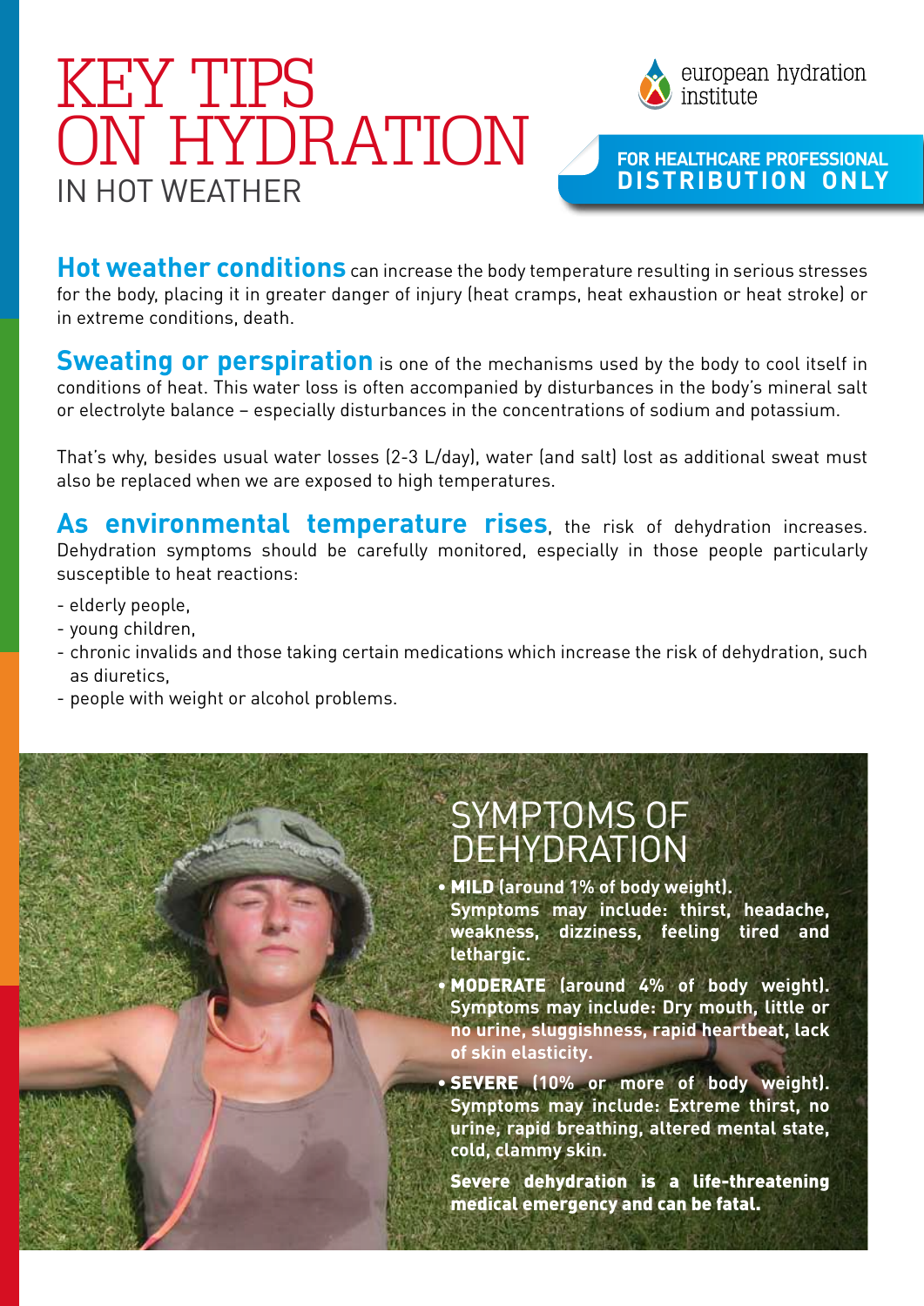# KEY TIPS ON HYDRATION
## IN HOT WEATHER

european hydration institute

**FOR HEALTHCARE PROFESSIONAL DISTRIBUTION ONLY**

**Hot weather conditions** can increase the body temperature resulting in serious stresses for the body, placing it in greater danger of injury (heat cramps, heat exhaustion or heat stroke) or in extreme conditions, death.

**Sweating or perspiration** is one of the mechanisms used by the body to cool itself in conditions of heat. This water loss is often accompanied by disturbances in the body's mineral salt or electrolyte balance – especially disturbances in the concentrations of sodium and potassium.

That's why, besides usual water losses (2-3 L/day), water (and salt) lost as additional sweat must also be replaced when we are exposed to high temperatures.

**As environmental temperature rises**, the risk of dehydration increases. Dehydration symptoms should be carefully monitored, especially in those people particularly susceptible to heat reactions:

- elderly people,
- young children,
- chronic invalids and those taking certain medications which increase the risk of dehydration, such as diuretics,
- people with weight or alcohol problems.

## SYMPTOMS OF DEHYDRATION

- **MILD (around 1% of body weight). Symptoms may include: thirst, headache, weakness, dizziness, feeling tired and lethargic.**
- **MODERATE (around 4% of body weight). Symptoms may include: Dry mouth, little or no urine, sluggishness, rapid heartbeat, lack of skin elasticity.**
- **SEVERE (10% or more of body weight). Symptoms may include: Extreme thirst, no urine, rapid breathing, altered mental state, cold, clammy skin.**

**Severe dehydration is a life-threatening medical emergency and can be fatal.**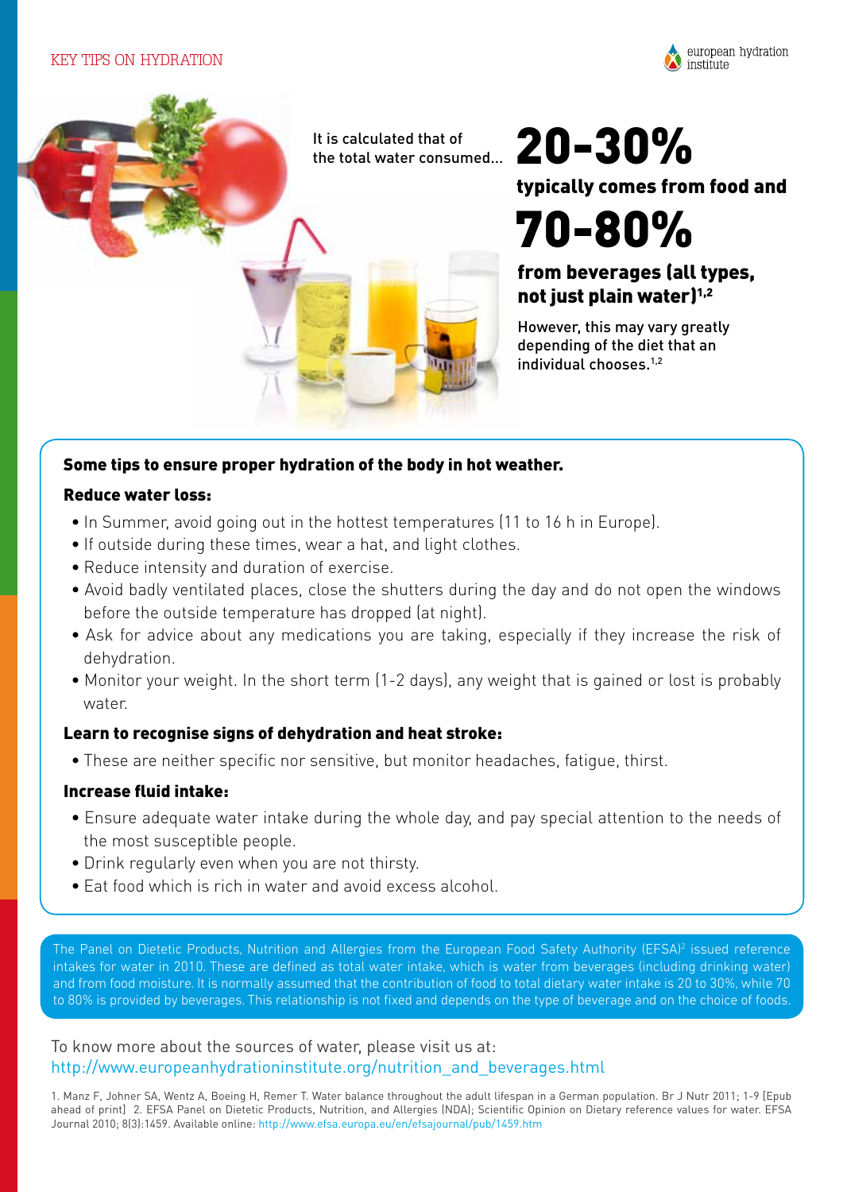KEY TIPS ON HYDRATION

It is calculated that of the total water consumed...

# 20-30%

**typically comes from food and**

# 70-80%

**from beverages (all types, not just plain water)[1,2]**

However, this may vary greatly depending of the diet that an individual chooses.[1,2]

### Some tips to ensure proper hydration of the body in hot weather.

**Reduce water loss:**

- In Summer, avoid going out in the hottest temperatures (11 to 16 h in Europe).
- If outside during these times, wear a hat, and light clothes.
- Reduce intensity and duration of exercise.
- Avoid badly ventilated places, close the shutters during the day and do not open the windows before the outside temperature has dropped (at night).
- Ask for advice about any medications you are taking, especially if they increase the risk of dehydration.
- Monitor your weight. In the short term (1-2 days), any weight that is gained or lost is probably water.

**Learn to recognise signs of dehydration and heat stroke:**

- These are neither specific nor sensitive, but monitor headaches, fatigue, thirst.

**Increase fluid intake:**

- Ensure adequate water intake during the whole day, and pay special attention to the needs of the most susceptible people.
- Drink regularly even when you are not thirsty.
- Eat food which is rich in water and avoid excess alcohol.

The Panel on Dietetic Products, Nutrition and Allergies from the European Food Safety Authority (EFSA)[2] issued reference intakes for water in 2010. These are defined as total water intake, which is water from beverages (including drinking water) and from food moisture. It is normally assumed that the contribution of food to total dietary water intake is 20 to 30%, while 70 to 80% is provided by beverages. This relationship is not fixed and depends on the type of beverage and on the choice of foods.

To know more about the sources of water, please visit us at:
http://www.europeanhydrationinstitute.org/nutrition_and_beverages.html

1. Manz F, Johner SA, Wentz A, Boeing H, Remer T. Water balance throughout the adult lifespan in a German population. Br J Nutr 2011; 1-9 [Epub ahead of print] 2. EFSA Panel on Dietetic Products, Nutrition, and Allergies (NDA); Scientific Opinion on Dietary reference values for water. EFSA Journal 2010; 8(3):1459. Available online: http://www.efsa.europa.eu/en/efsajournal/pub/1459.htm